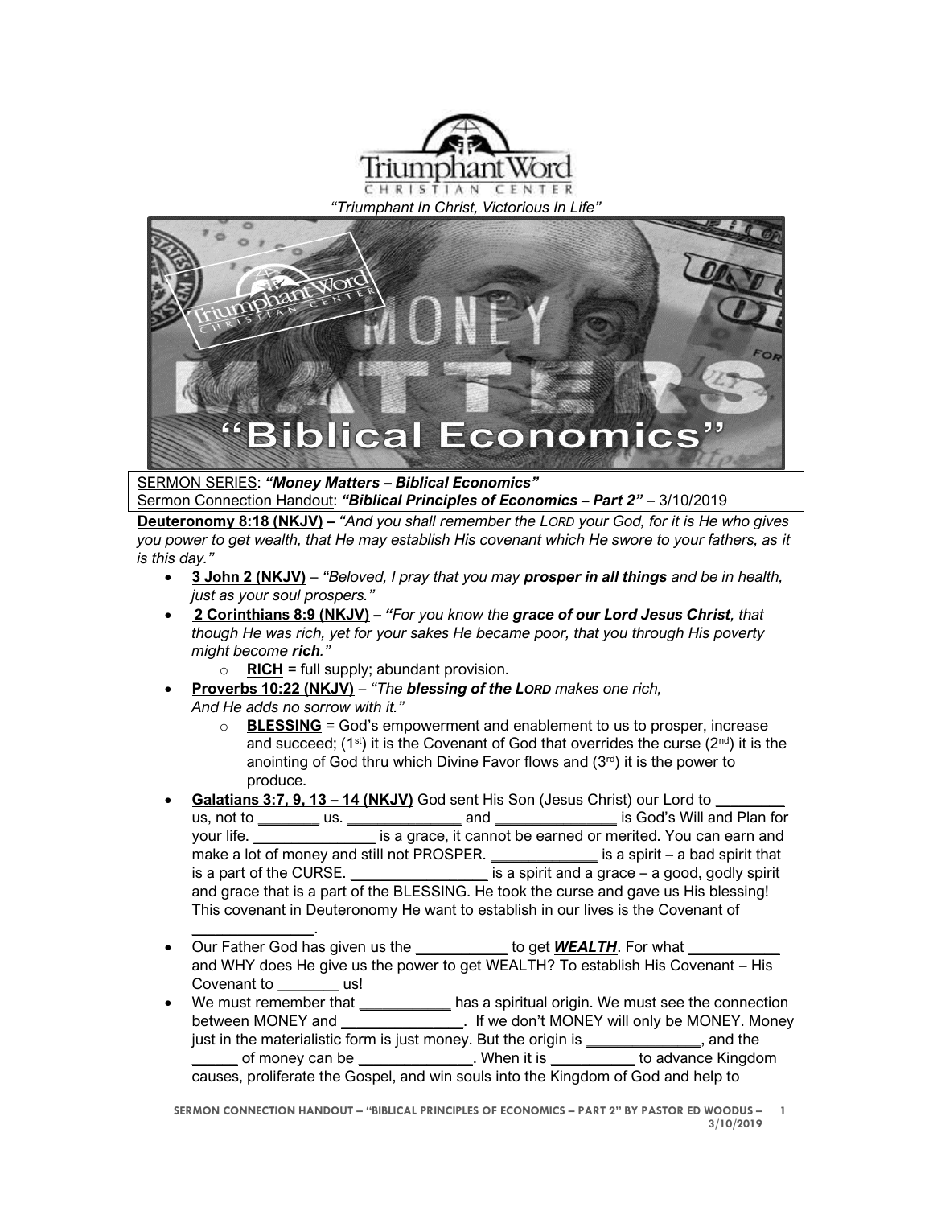Triumphant Word Christian Center

*"Triumphant In Christ, Victorious In Life"*

SERMON SERIES: ***"Money Matters – Biblical Economics"***
Sermon Connection Handout: ***"Biblical Principles of Economics – Part 2"*** – 3/10/2019

**Deuteronomy 8:18 (NKJV) –** *"And you shall remember the LORD your God, for it is He who gives you power to get wealth, that He may establish His covenant which He swore to your fathers, as it is this day."*

- **3 John 2 (NKJV)** – *"Beloved, I pray that you may **prosper in all things** and be in health, just as your soul prospers."*
- **2 Corinthians 8:9 (NKJV) – "***For you know the **grace of our Lord Jesus Christ**, that though He was rich, yet for your sakes He became poor, that you through His poverty might become **rich**."*
    - **RICH** = full supply; abundant provision.
- **Proverbs 10:22 (NKJV)** – *"The **blessing of the LORD** makes one rich, And He adds no sorrow with it."*
    - **BLESSING** = God's empowerment and enablement to us to prosper, increase and succeed; (1st) it is the Covenant of God that overrides the curse (2nd) it is the anointing of God thru which Divine Favor flows and (3rd) it is the power to produce.
- **Galatians 3:7, 9, 13 – 14 (NKJV)** God sent His Son (Jesus Christ) our Lord to ________ us, not to ________ us. _______________ and _______________ is God's Will and Plan for your life. _______________ is a grace, it cannot be earned or merited. You can earn and make a lot of money and still not PROSPER. _____________ is a spirit – a bad spirit that is a part of the CURSE. _________________ is a spirit and a grace – a good, godly spirit and grace that is a part of the BLESSING. He took the curse and gave us His blessing! This covenant in Deuteronomy He want to establish in our lives is the Covenant of _______________.
- Our Father God has given us the ___________ to get ***WEALTH***. For what ___________ and WHY does He give us the power to get WEALTH? To establish His Covenant – His Covenant to ________ us!
- We must remember that ___________ has a spiritual origin. We must see the connection between MONEY and _______________. If we don't MONEY will only be MONEY. Money just in the materialistic form is just money. But the origin is ______________, and the ______ of money can be ______________. When it is __________ to advance Kingdom causes, proliferate the Gospel, and win souls into the Kingdom of God and help to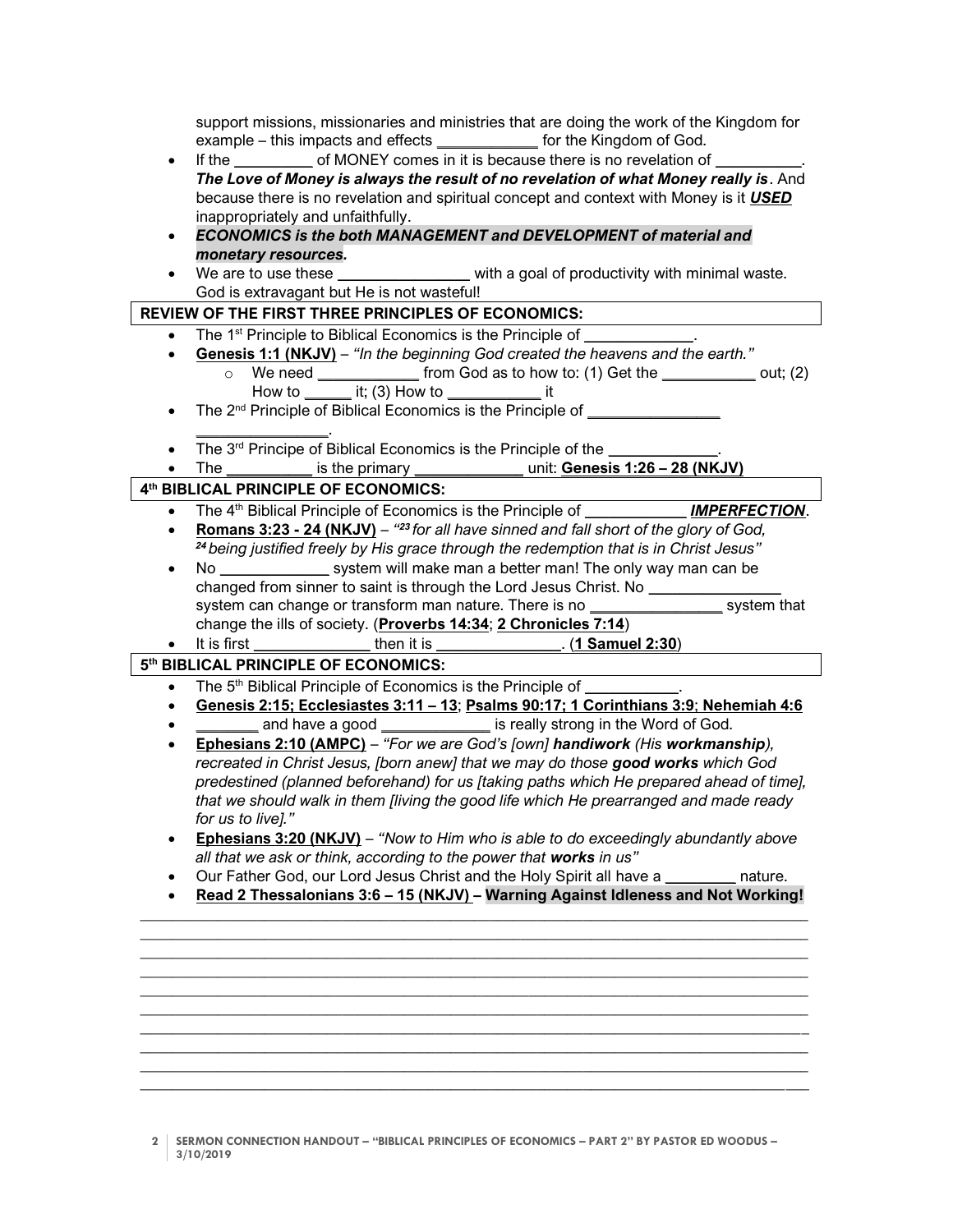support missions, missionaries and ministries that are doing the work of the Kingdom for example – this impacts and effects ____________ for the Kingdom of God.

- If the __________ of MONEY comes in it is because there is no revelation of __________. ***The Love of Money is always the result of no revelation of what Money really is***. And because there is no revelation and spiritual concept and context with Money is it ***USED*** inappropriately and unfaithfully.
- ***ECONOMICS is the both MANAGEMENT and DEVELOPMENT of material and monetary resources.***
- We are to use these ________________ with a goal of productivity with minimal waste. God is extravagant but He is not wasteful!

**REVIEW OF THE FIRST THREE PRINCIPLES OF ECONOMICS:**

- The 1st Principle to Biblical Economics is the Principle of _____________.
- **Genesis 1:1 (NKJV)** – *"In the beginning God created the heavens and the earth."*
  - We need ____________ from God as to how to: (1) Get the ___________ out; (2) How to ______ it; (3) How to ___________ it
- The 2nd Principle of Biblical Economics is the Principle of ________________ ________________.
- The 3rd Principe of Biblical Economics is the Principle of the _____________.
- The __________ is the primary _____________ unit: **Genesis 1:26 – 28 (NKJV)**

**4th BIBLICAL PRINCIPLE OF ECONOMICS:**

- The 4th Biblical Principle of Economics is the Principle of ____________ ***IMPERFECTION***.
- **Romans 3:23 - 24 (NKJV)** – *"[23] for all have sinned and fall short of the glory of God, [24] being justified freely by His grace through the redemption that is in Christ Jesus"*
- No _____________ system will make man a better man! The only way man can be changed from sinner to saint is through the Lord Jesus Christ. No ________________ system can change or transform man nature. There is no ________________ system that change the ills of society. (**Proverbs 14:34**; **2 Chronicles 7:14**)
- It is first ______________ then it is _______________. (**1 Samuel 2:30**)

**5th BIBLICAL PRINCIPLE OF ECONOMICS:**

- The 5th Biblical Principle of Economics is the Principle of ___________.
- **Genesis 2:15; Ecclesiastes 3:11 – 13**; **Psalms 90:17; 1 Corinthians 3:9**; **Nehemiah 4:6**
- _______ and have a good _____________ is really strong in the Word of God.
- **Ephesians 2:10 (AMPC)** – *"For we are God's [own]* ***handiwork*** *(His* ***workmanship****), recreated in Christ Jesus, [born anew] that we may do those* ***good works*** *which God predestined (planned beforehand) for us [taking paths which He prepared ahead of time], that we should walk in them [living the good life which He prearranged and made ready for us to live]."*
- **Ephesians 3:20 (NKJV)** – *"Now to Him who is able to do exceedingly abundantly above all that we ask or think, according to the power that* ***works*** *in us"*
- Our Father God, our Lord Jesus Christ and the Holy Spirit all have a ________ nature.
- **Read 2 Thessalonians 3:6 – 15 (NKJV) – Warning Against Idleness and Not Working!**

____________________________________________________________________________
____________________________________________________________________________
____________________________________________________________________________
____________________________________________________________________________
____________________________________________________________________________
____________________________________________________________________________
____________________________________________________________________________
____________________________________________________________________________
____________________________________________________________________________
____________________________________________________________________________